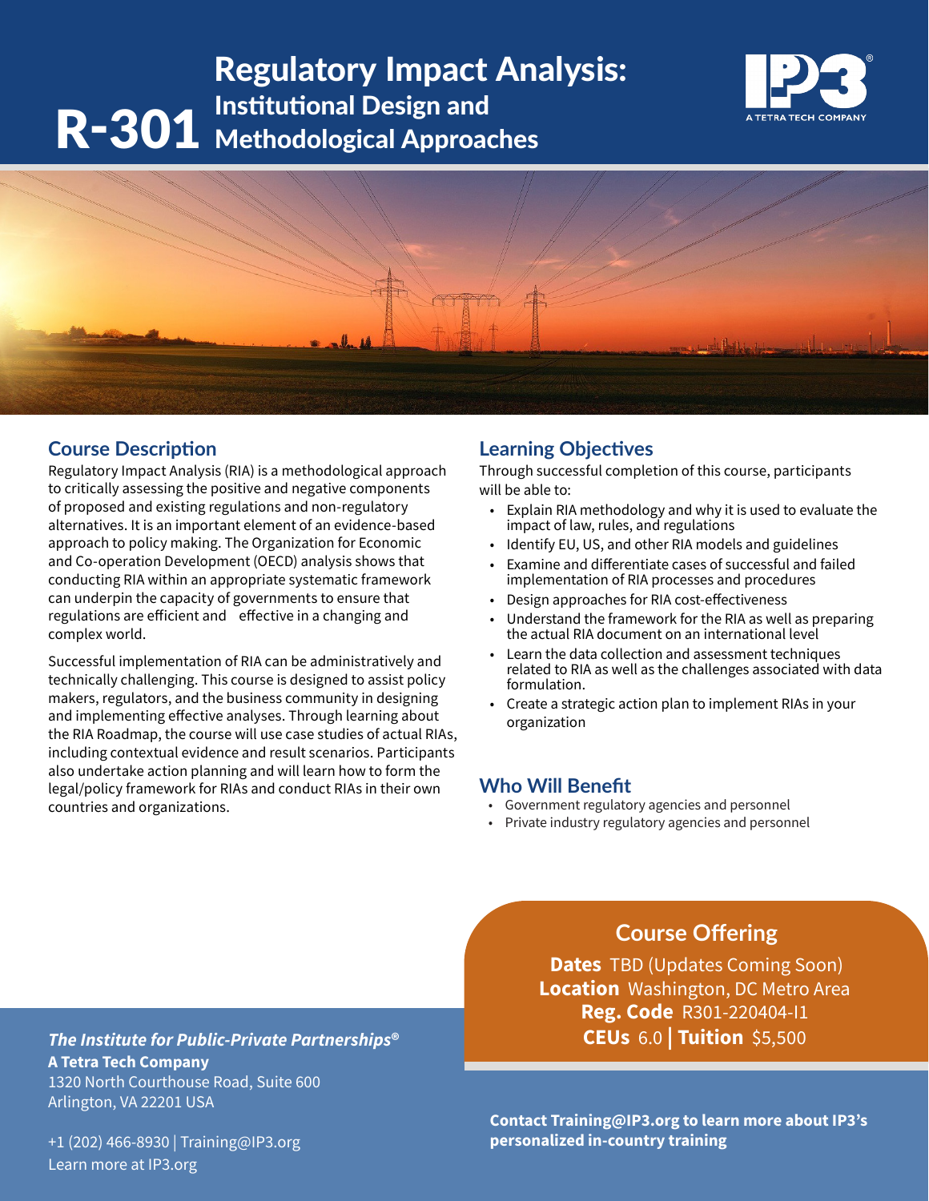# R-301 Regulatory Impact Analysis: Institutional Design and Methodological Approaches

IP3 — A TETRA TECH COMPANY

## Course Description

Regulatory Impact Analysis (RIA) is a methodological approach to critically assessing the positive and negative components of proposed and existing regulations and non-regulatory alternatives. It is an important element of an evidence-based approach to policy making. The Organization for Economic and Co-operation Development (OECD) analysis shows that conducting RIA within an appropriate systematic framework can underpin the capacity of governments to ensure that regulations are efficient and effective in a changing and complex world.

Successful implementation of RIA can be administratively and technically challenging. This course is designed to assist policy makers, regulators, and the business community in designing and implementing effective analyses. Through learning about the RIA Roadmap, the course will use case studies of actual RIAs, including contextual evidence and result scenarios. Participants also undertake action planning and will learn how to form the legal/policy framework for RIAs and conduct RIAs in their own countries and organizations.

## Learning Objectives

Through successful completion of this course, participants will be able to:

- Explain RIA methodology and why it is used to evaluate the impact of law, rules, and regulations
- Identify EU, US, and other RIA models and guidelines
- Examine and differentiate cases of successful and failed implementation of RIA processes and procedures
- Design approaches for RIA cost-effectiveness
- Understand the framework for the RIA as well as preparing the actual RIA document on an international level
- Learn the data collection and assessment techniques related to RIA as well as the challenges associated with data formulation.
- Create a strategic action plan to implement RIAs in your organization

## Who Will Benefit

- Government regulatory agencies and personnel
- Private industry regulatory agencies and personnel

## Course Offering

**Dates** TBD (Updates Coming Soon)
**Location** Washington, DC Metro Area
**Reg. Code** R301-220404-I1
**CEUs** 6.0 | **Tuition** $5,500

***The Institute for Public-Private Partnerships®***
**A Tetra Tech Company**
1320 North Courthouse Road, Suite 600
Arlington, VA 22201 USA

+1 (202) 466-8930 | Training@IP3.org
Learn more at IP3.org

**Contact Training@IP3.org to learn more about IP3's personalized in-country training**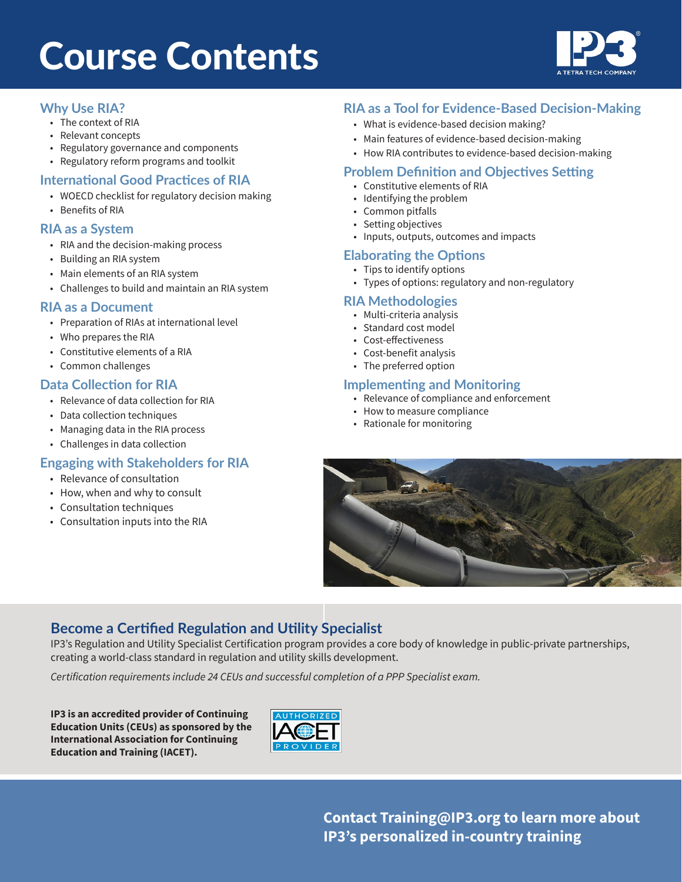# Course Contents

## Why Use RIA?

- The context of RIA
- Relevant concepts
- Regulatory governance and components
- Regulatory reform programs and toolkit

## International Good Practices of RIA

- WOECD checklist for regulatory decision making
- Benefits of RIA

## RIA as a System

- RIA and the decision-making process
- Building an RIA system
- Main elements of an RIA system
- Challenges to build and maintain an RIA system

## RIA as a Document

- Preparation of RIAs at international level
- Who prepares the RIA
- Constitutive elements of a RIA
- Common challenges

## Data Collection for RIA

- Relevance of data collection for RIA
- Data collection techniques
- Managing data in the RIA process
- Challenges in data collection

## Engaging with Stakeholders for RIA

- Relevance of consultation
- How, when and why to consult
- Consultation techniques
- Consultation inputs into the RIA

## RIA as a Tool for Evidence-Based Decision-Making

- What is evidence-based decision making?
- Main features of evidence-based decision-making
- How RIA contributes to evidence-based decision-making

## Problem Definition and Objectives Setting

- Constitutive elements of RIA
- Identifying the problem
- Common pitfalls
- Setting objectives
- Inputs, outputs, outcomes and impacts

## Elaborating the Options

- Tips to identify options
- Types of options: regulatory and non-regulatory

## RIA Methodologies

- Multi-criteria analysis
- Standard cost model
- Cost-effectiveness
- Cost-benefit analysis
- The preferred option

## Implementing and Monitoring

- Relevance of compliance and enforcement
- How to measure compliance
- Rationale for monitoring

## Become a Certified Regulation and Utility Specialist

IP3's Regulation and Utility Specialist Certification program provides a core body of knowledge in public-private partnerships, creating a world-class standard in regulation and utility skills development.

*Certification requirements include 24 CEUs and successful completion of a PPP Specialist exam.*

**IP3 is an accredited provider of Continuing Education Units (CEUs) as sponsored by the International Association for Continuing Education and Training (IACET).**

**Contact Training@IP3.org to learn more about IP3's personalized in-country training**